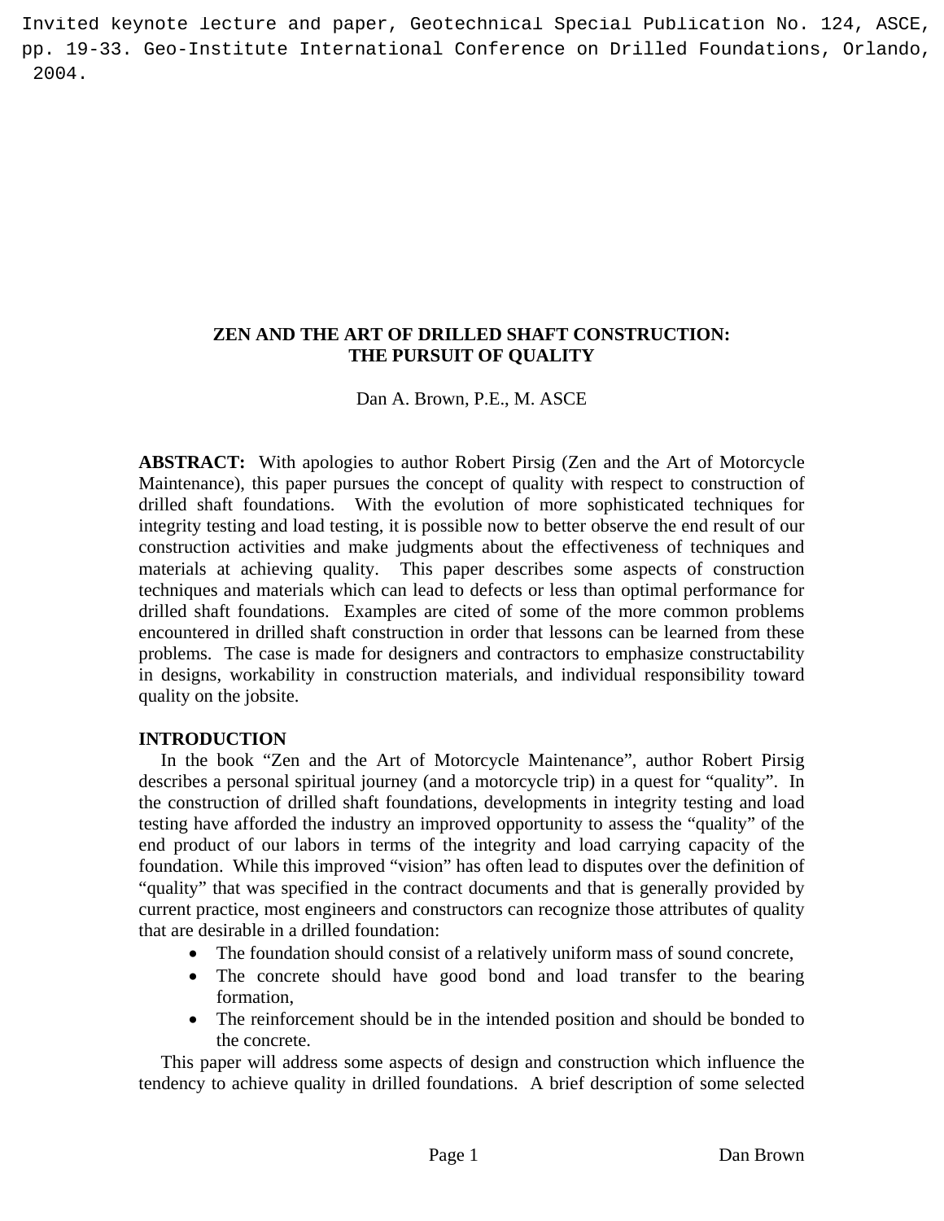Invited keynote lecture and paper, Geotechnical Special Publication No. 124, ASCE, pp. 19-33. Geo-Institute International Conference on Drilled Foundations, Orlando, 2004.

# ZEN AND THE ART OF DRILLED SHAFT CONSTRUCTION: THE PURSUIT OF QUALITY

Dan A. Brown, P.E., M. ASCE

**ABSTRACT:** With apologies to author Robert Pirsig (Zen and the Art of Motorcycle Maintenance), this paper pursues the concept of quality with respect to construction of drilled shaft foundations. With the evolution of more sophisticated techniques for integrity testing and load testing, it is possible now to better observe the end result of our construction activities and make judgments about the effectiveness of techniques and materials at achieving quality. This paper describes some aspects of construction techniques and materials which can lead to defects or less than optimal performance for drilled shaft foundations. Examples are cited of some of the more common problems encountered in drilled shaft construction in order that lessons can be learned from these problems. The case is made for designers and contractors to emphasize constructability in designs, workability in construction materials, and individual responsibility toward quality on the jobsite.

## INTRODUCTION

In the book "Zen and the Art of Motorcycle Maintenance", author Robert Pirsig describes a personal spiritual journey (and a motorcycle trip) in a quest for "quality". In the construction of drilled shaft foundations, developments in integrity testing and load testing have afforded the industry an improved opportunity to assess the "quality" of the end product of our labors in terms of the integrity and load carrying capacity of the foundation. While this improved "vision" has often lead to disputes over the definition of "quality" that was specified in the contract documents and that is generally provided by current practice, most engineers and constructors can recognize those attributes of quality that are desirable in a drilled foundation:

- The foundation should consist of a relatively uniform mass of sound concrete,
- The concrete should have good bond and load transfer to the bearing formation,
- The reinforcement should be in the intended position and should be bonded to the concrete.

This paper will address some aspects of design and construction which influence the tendency to achieve quality in drilled foundations. A brief description of some selected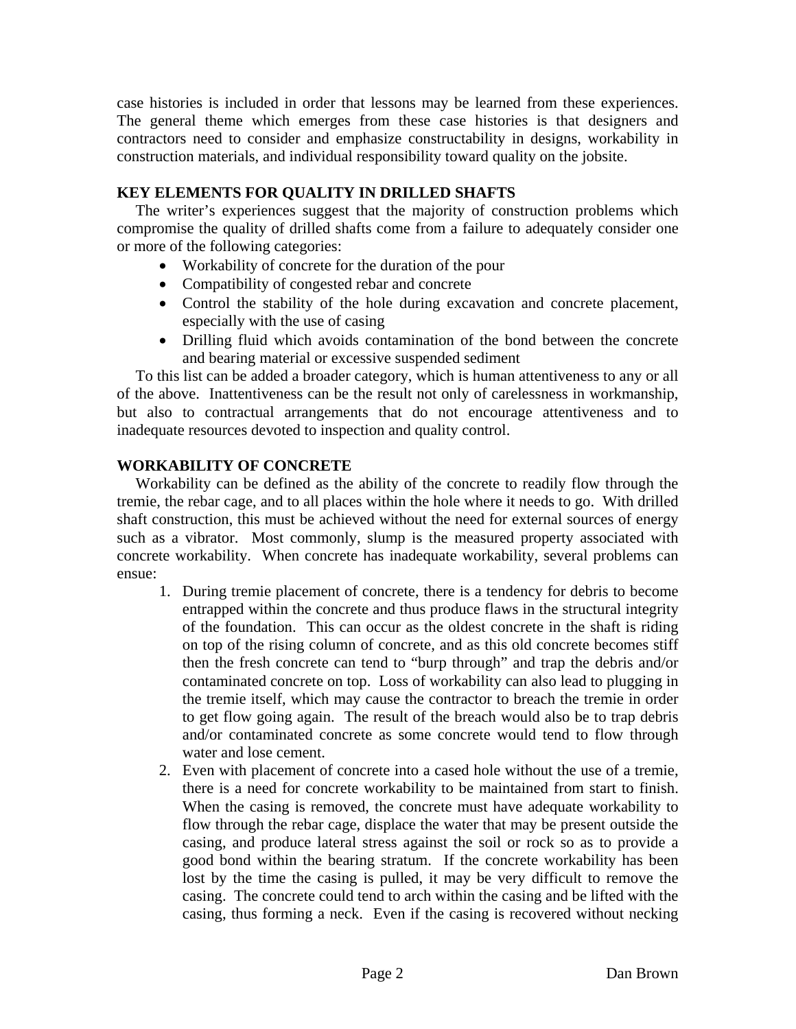case histories is included in order that lessons may be learned from these experiences. The general theme which emerges from these case histories is that designers and contractors need to consider and emphasize constructability in designs, workability in construction materials, and individual responsibility toward quality on the jobsite.

## KEY ELEMENTS FOR QUALITY IN DRILLED SHAFTS

The writer's experiences suggest that the majority of construction problems which compromise the quality of drilled shafts come from a failure to adequately consider one or more of the following categories:

- Workability of concrete for the duration of the pour
- Compatibility of congested rebar and concrete
- Control the stability of the hole during excavation and concrete placement, especially with the use of casing
- Drilling fluid which avoids contamination of the bond between the concrete and bearing material or excessive suspended sediment

To this list can be added a broader category, which is human attentiveness to any or all of the above. Inattentiveness can be the result not only of carelessness in workmanship, but also to contractual arrangements that do not encourage attentiveness and to inadequate resources devoted to inspection and quality control.

## WORKABILITY OF CONCRETE

Workability can be defined as the ability of the concrete to readily flow through the tremie, the rebar cage, and to all places within the hole where it needs to go. With drilled shaft construction, this must be achieved without the need for external sources of energy such as a vibrator. Most commonly, slump is the measured property associated with concrete workability. When concrete has inadequate workability, several problems can ensue:

1. During tremie placement of concrete, there is a tendency for debris to become entrapped within the concrete and thus produce flaws in the structural integrity of the foundation. This can occur as the oldest concrete in the shaft is riding on top of the rising column of concrete, and as this old concrete becomes stiff then the fresh concrete can tend to "burp through" and trap the debris and/or contaminated concrete on top. Loss of workability can also lead to plugging in the tremie itself, which may cause the contractor to breach the tremie in order to get flow going again. The result of the breach would also be to trap debris and/or contaminated concrete as some concrete would tend to flow through water and lose cement.
2. Even with placement of concrete into a cased hole without the use of a tremie, there is a need for concrete workability to be maintained from start to finish. When the casing is removed, the concrete must have adequate workability to flow through the rebar cage, displace the water that may be present outside the casing, and produce lateral stress against the soil or rock so as to provide a good bond within the bearing stratum. If the concrete workability has been lost by the time the casing is pulled, it may be very difficult to remove the casing. The concrete could tend to arch within the casing and be lifted with the casing, thus forming a neck. Even if the casing is recovered without necking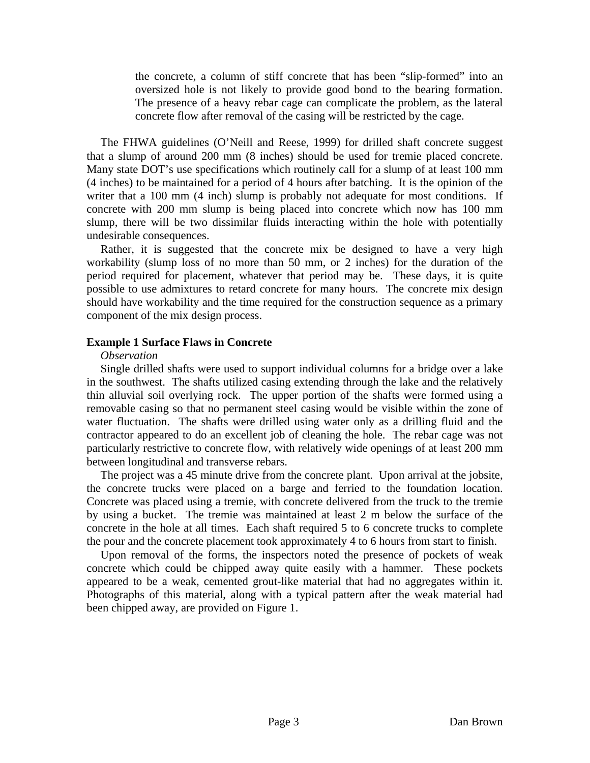> the concrete, a column of stiff concrete that has been "slip-formed" into an oversized hole is not likely to provide good bond to the bearing formation. The presence of a heavy rebar cage can complicate the problem, as the lateral concrete flow after removal of the casing will be restricted by the cage.

The FHWA guidelines (O'Neill and Reese, 1999) for drilled shaft concrete suggest that a slump of around 200 mm (8 inches) should be used for tremie placed concrete. Many state DOT's use specifications which routinely call for a slump of at least 100 mm (4 inches) to be maintained for a period of 4 hours after batching. It is the opinion of the writer that a 100 mm (4 inch) slump is probably not adequate for most conditions. If concrete with 200 mm slump is being placed into concrete which now has 100 mm slump, there will be two dissimilar fluids interacting within the hole with potentially undesirable consequences.

Rather, it is suggested that the concrete mix be designed to have a very high workability (slump loss of no more than 50 mm, or 2 inches) for the duration of the period required for placement, whatever that period may be. These days, it is quite possible to use admixtures to retard concrete for many hours. The concrete mix design should have workability and the time required for the construction sequence as a primary component of the mix design process.

**Example 1 Surface Flaws in Concrete**

*Observation*

Single drilled shafts were used to support individual columns for a bridge over a lake in the southwest. The shafts utilized casing extending through the lake and the relatively thin alluvial soil overlying rock. The upper portion of the shafts were formed using a removable casing so that no permanent steel casing would be visible within the zone of water fluctuation. The shafts were drilled using water only as a drilling fluid and the contractor appeared to do an excellent job of cleaning the hole. The rebar cage was not particularly restrictive to concrete flow, with relatively wide openings of at least 200 mm between longitudinal and transverse rebars.

The project was a 45 minute drive from the concrete plant. Upon arrival at the jobsite, the concrete trucks were placed on a barge and ferried to the foundation location. Concrete was placed using a tremie, with concrete delivered from the truck to the tremie by using a bucket. The tremie was maintained at least 2 m below the surface of the concrete in the hole at all times. Each shaft required 5 to 6 concrete trucks to complete the pour and the concrete placement took approximately 4 to 6 hours from start to finish.

Upon removal of the forms, the inspectors noted the presence of pockets of weak concrete which could be chipped away quite easily with a hammer. These pockets appeared to be a weak, cemented grout-like material that had no aggregates within it. Photographs of this material, along with a typical pattern after the weak material had been chipped away, are provided on Figure 1.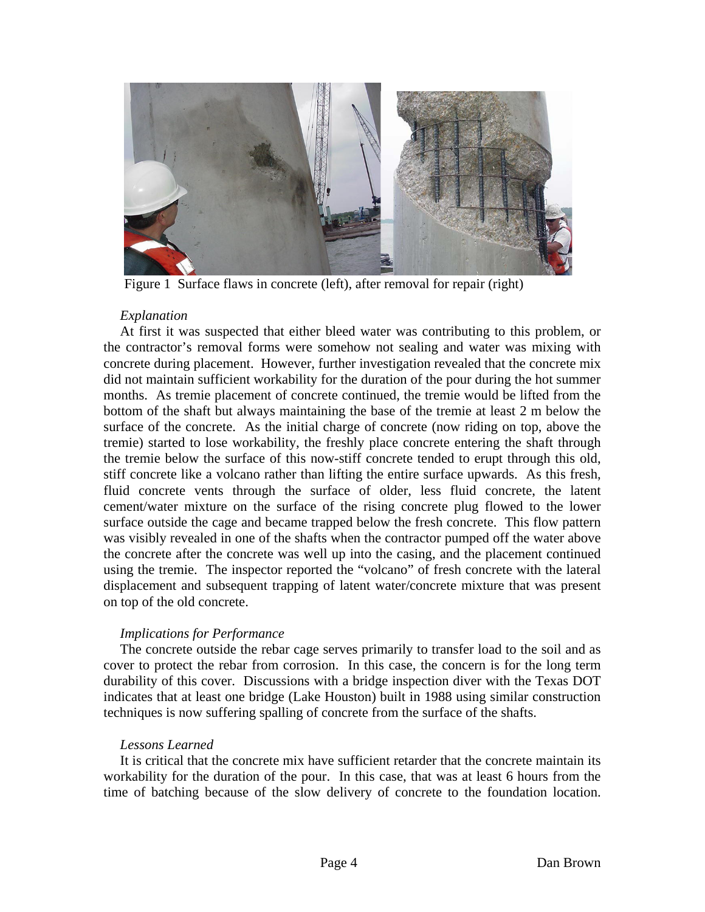Figure 1 Surface flaws in concrete (left), after removal for repair (right)

*Explanation*

At first it was suspected that either bleed water was contributing to this problem, or the contractor's removal forms were somehow not sealing and water was mixing with concrete during placement. However, further investigation revealed that the concrete mix did not maintain sufficient workability for the duration of the pour during the hot summer months. As tremie placement of concrete continued, the tremie would be lifted from the bottom of the shaft but always maintaining the base of the tremie at least 2 m below the surface of the concrete. As the initial charge of concrete (now riding on top, above the tremie) started to lose workability, the freshly place concrete entering the shaft through the tremie below the surface of this now-stiff concrete tended to erupt through this old, stiff concrete like a volcano rather than lifting the entire surface upwards. As this fresh, fluid concrete vents through the surface of older, less fluid concrete, the latent cement/water mixture on the surface of the rising concrete plug flowed to the lower surface outside the cage and became trapped below the fresh concrete. This flow pattern was visibly revealed in one of the shafts when the contractor pumped off the water above the concrete after the concrete was well up into the casing, and the placement continued using the tremie. The inspector reported the "volcano" of fresh concrete with the lateral displacement and subsequent trapping of latent water/concrete mixture that was present on top of the old concrete.

*Implications for Performance*

The concrete outside the rebar cage serves primarily to transfer load to the soil and as cover to protect the rebar from corrosion. In this case, the concern is for the long term durability of this cover. Discussions with a bridge inspection diver with the Texas DOT indicates that at least one bridge (Lake Houston) built in 1988 using similar construction techniques is now suffering spalling of concrete from the surface of the shafts.

*Lessons Learned*

It is critical that the concrete mix have sufficient retarder that the concrete maintain its workability for the duration of the pour. In this case, that was at least 6 hours from the time of batching because of the slow delivery of concrete to the foundation location.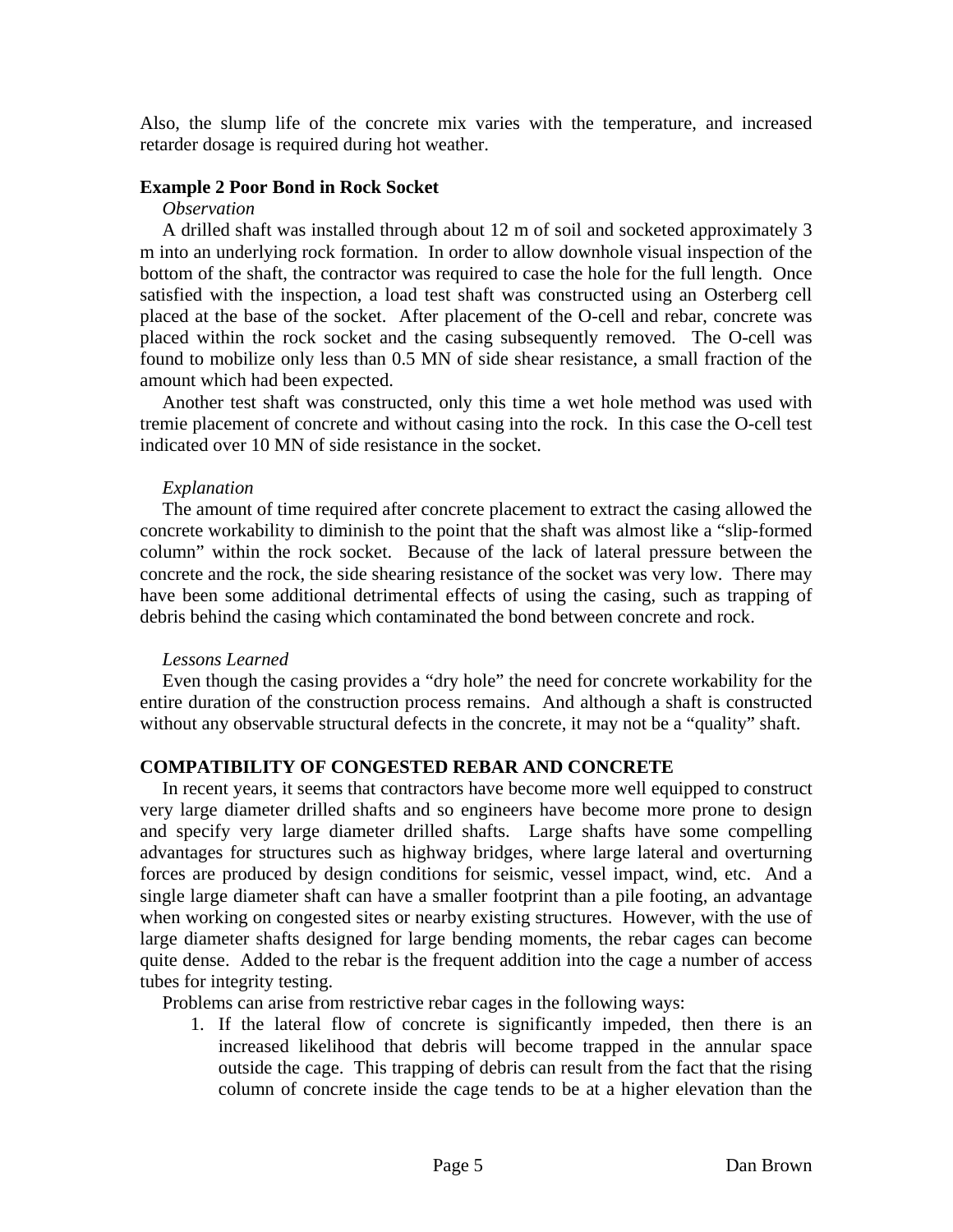Also, the slump life of the concrete mix varies with the temperature, and increased retarder dosage is required during hot weather.

**Example 2 Poor Bond in Rock Socket**

*Observation*

A drilled shaft was installed through about 12 m of soil and socketed approximately 3 m into an underlying rock formation. In order to allow downhole visual inspection of the bottom of the shaft, the contractor was required to case the hole for the full length. Once satisfied with the inspection, a load test shaft was constructed using an Osterberg cell placed at the base of the socket. After placement of the O-cell and rebar, concrete was placed within the rock socket and the casing subsequently removed. The O-cell was found to mobilize only less than 0.5 MN of side shear resistance, a small fraction of the amount which had been expected.

Another test shaft was constructed, only this time a wet hole method was used with tremie placement of concrete and without casing into the rock. In this case the O-cell test indicated over 10 MN of side resistance in the socket.

*Explanation*

The amount of time required after concrete placement to extract the casing allowed the concrete workability to diminish to the point that the shaft was almost like a "slip-formed column" within the rock socket. Because of the lack of lateral pressure between the concrete and the rock, the side shearing resistance of the socket was very low. There may have been some additional detrimental effects of using the casing, such as trapping of debris behind the casing which contaminated the bond between concrete and rock.

*Lessons Learned*

Even though the casing provides a "dry hole" the need for concrete workability for the entire duration of the construction process remains. And although a shaft is constructed without any observable structural defects in the concrete, it may not be a "quality" shaft.

**COMPATIBILITY OF CONGESTED REBAR AND CONCRETE**

In recent years, it seems that contractors have become more well equipped to construct very large diameter drilled shafts and so engineers have become more prone to design and specify very large diameter drilled shafts. Large shafts have some compelling advantages for structures such as highway bridges, where large lateral and overturning forces are produced by design conditions for seismic, vessel impact, wind, etc. And a single large diameter shaft can have a smaller footprint than a pile footing, an advantage when working on congested sites or nearby existing structures. However, with the use of large diameter shafts designed for large bending moments, the rebar cages can become quite dense. Added to the rebar is the frequent addition into the cage a number of access tubes for integrity testing.

Problems can arise from restrictive rebar cages in the following ways:

1. If the lateral flow of concrete is significantly impeded, then there is an increased likelihood that debris will become trapped in the annular space outside the cage. This trapping of debris can result from the fact that the rising column of concrete inside the cage tends to be at a higher elevation than the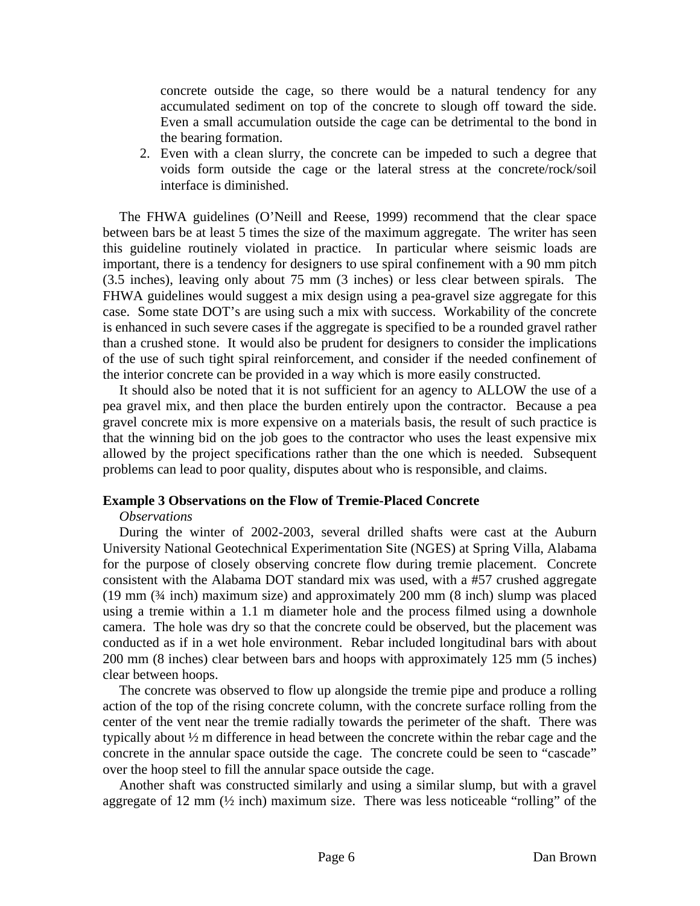concrete outside the cage, so there would be a natural tendency for any accumulated sediment on top of the concrete to slough off toward the side. Even a small accumulation outside the cage can be detrimental to the bond in the bearing formation.

2. Even with a clean slurry, the concrete can be impeded to such a degree that voids form outside the cage or the lateral stress at the concrete/rock/soil interface is diminished.

The FHWA guidelines (O'Neill and Reese, 1999) recommend that the clear space between bars be at least 5 times the size of the maximum aggregate. The writer has seen this guideline routinely violated in practice. In particular where seismic loads are important, there is a tendency for designers to use spiral confinement with a 90 mm pitch (3.5 inches), leaving only about 75 mm (3 inches) or less clear between spirals. The FHWA guidelines would suggest a mix design using a pea-gravel size aggregate for this case. Some state DOT's are using such a mix with success. Workability of the concrete is enhanced in such severe cases if the aggregate is specified to be a rounded gravel rather than a crushed stone. It would also be prudent for designers to consider the implications of the use of such tight spiral reinforcement, and consider if the needed confinement of the interior concrete can be provided in a way which is more easily constructed.

It should also be noted that it is not sufficient for an agency to ALLOW the use of a pea gravel mix, and then place the burden entirely upon the contractor. Because a pea gravel concrete mix is more expensive on a materials basis, the result of such practice is that the winning bid on the job goes to the contractor who uses the least expensive mix allowed by the project specifications rather than the one which is needed. Subsequent problems can lead to poor quality, disputes about who is responsible, and claims.

**Example 3 Observations on the Flow of Tremie-Placed Concrete**

*Observations*

During the winter of 2002-2003, several drilled shafts were cast at the Auburn University National Geotechnical Experimentation Site (NGES) at Spring Villa, Alabama for the purpose of closely observing concrete flow during tremie placement. Concrete consistent with the Alabama DOT standard mix was used, with a #57 crushed aggregate (19 mm (¾ inch) maximum size) and approximately 200 mm (8 inch) slump was placed using a tremie within a 1.1 m diameter hole and the process filmed using a downhole camera. The hole was dry so that the concrete could be observed, but the placement was conducted as if in a wet hole environment. Rebar included longitudinal bars with about 200 mm (8 inches) clear between bars and hoops with approximately 125 mm (5 inches) clear between hoops.

The concrete was observed to flow up alongside the tremie pipe and produce a rolling action of the top of the rising concrete column, with the concrete surface rolling from the center of the vent near the tremie radially towards the perimeter of the shaft. There was typically about ½ m difference in head between the concrete within the rebar cage and the concrete in the annular space outside the cage. The concrete could be seen to "cascade" over the hoop steel to fill the annular space outside the cage.

Another shaft was constructed similarly and using a similar slump, but with a gravel aggregate of 12 mm (½ inch) maximum size. There was less noticeable "rolling" of the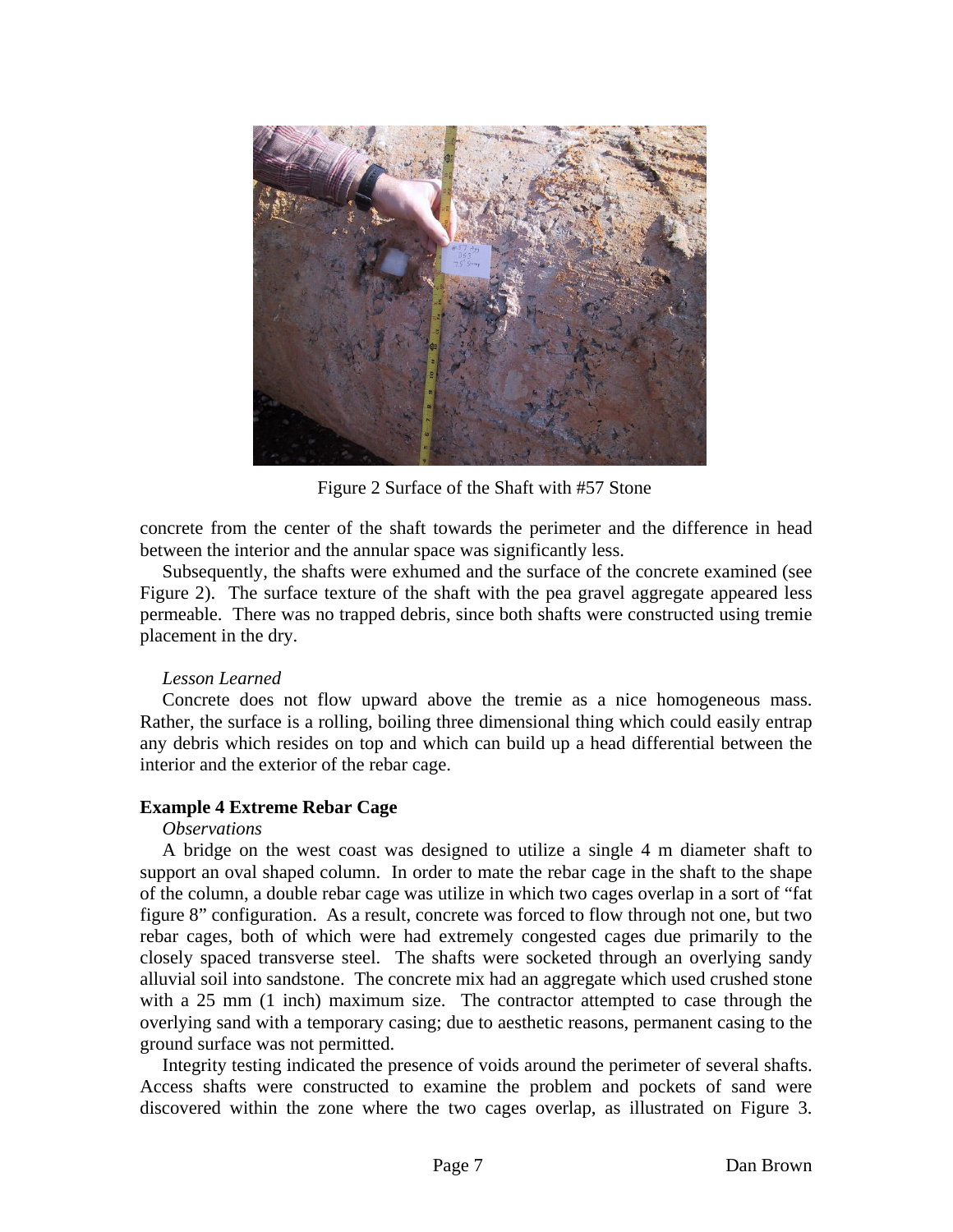Figure 2 Surface of the Shaft with #57 Stone

concrete from the center of the shaft towards the perimeter and the difference in head between the interior and the annular space was significantly less.

Subsequently, the shafts were exhumed and the surface of the concrete examined (see Figure 2). The surface texture of the shaft with the pea gravel aggregate appeared less permeable. There was no trapped debris, since both shafts were constructed using tremie placement in the dry.

*Lesson Learned*

Concrete does not flow upward above the tremie as a nice homogeneous mass. Rather, the surface is a rolling, boiling three dimensional thing which could easily entrap any debris which resides on top and which can build up a head differential between the interior and the exterior of the rebar cage.

**Example 4 Extreme Rebar Cage**

*Observations*

A bridge on the west coast was designed to utilize a single 4 m diameter shaft to support an oval shaped column. In order to mate the rebar cage in the shaft to the shape of the column, a double rebar cage was utilize in which two cages overlap in a sort of "fat figure 8" configuration. As a result, concrete was forced to flow through not one, but two rebar cages, both of which were had extremely congested cages due primarily to the closely spaced transverse steel. The shafts were socketed through an overlying sandy alluvial soil into sandstone. The concrete mix had an aggregate which used crushed stone with a 25 mm (1 inch) maximum size. The contractor attempted to case through the overlying sand with a temporary casing; due to aesthetic reasons, permanent casing to the ground surface was not permitted.

Integrity testing indicated the presence of voids around the perimeter of several shafts. Access shafts were constructed to examine the problem and pockets of sand were discovered within the zone where the two cages overlap, as illustrated on Figure 3.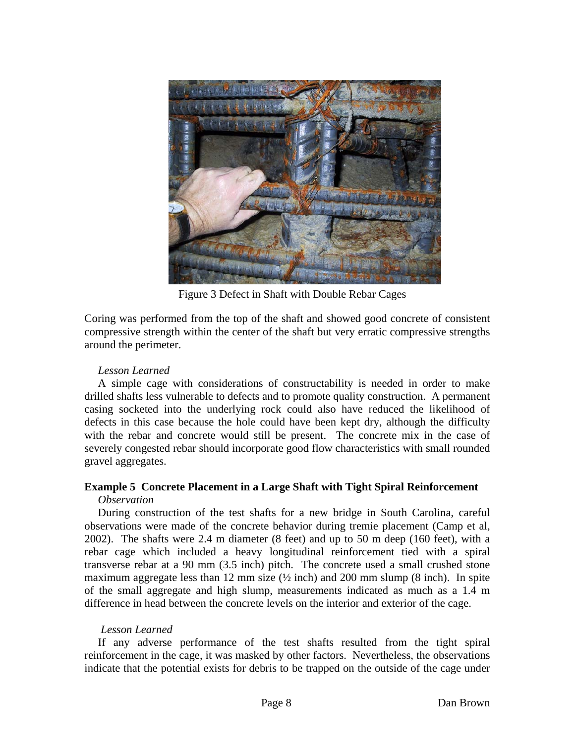Figure 3 Defect in Shaft with Double Rebar Cages

Coring was performed from the top of the shaft and showed good concrete of consistent compressive strength within the center of the shaft but very erratic compressive strengths around the perimeter.

*Lesson Learned*

A simple cage with considerations of constructability is needed in order to make drilled shafts less vulnerable to defects and to promote quality construction. A permanent casing socketed into the underlying rock could also have reduced the likelihood of defects in this case because the hole could have been kept dry, although the difficulty with the rebar and concrete would still be present. The concrete mix in the case of severely congested rebar should incorporate good flow characteristics with small rounded gravel aggregates.

**Example 5 Concrete Placement in a Large Shaft with Tight Spiral Reinforcement**

*Observation*

During construction of the test shafts for a new bridge in South Carolina, careful observations were made of the concrete behavior during tremie placement (Camp et al, 2002). The shafts were 2.4 m diameter (8 feet) and up to 50 m deep (160 feet), with a rebar cage which included a heavy longitudinal reinforcement tied with a spiral transverse rebar at a 90 mm (3.5 inch) pitch. The concrete used a small crushed stone maximum aggregate less than 12 mm size (½ inch) and 200 mm slump (8 inch). In spite of the small aggregate and high slump, measurements indicated as much as a 1.4 m difference in head between the concrete levels on the interior and exterior of the cage.

*Lesson Learned*

If any adverse performance of the test shafts resulted from the tight spiral reinforcement in the cage, it was masked by other factors. Nevertheless, the observations indicate that the potential exists for debris to be trapped on the outside of the cage under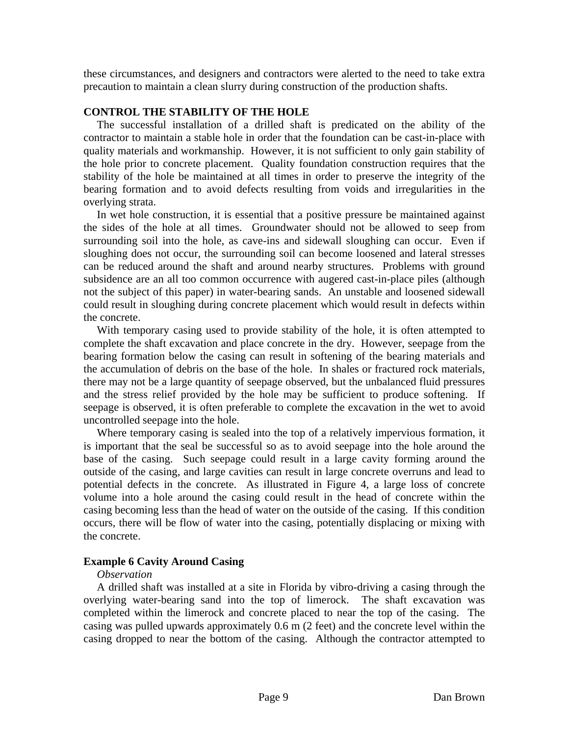these circumstances, and designers and contractors were alerted to the need to take extra precaution to maintain a clean slurry during construction of the production shafts.

## CONTROL THE STABILITY OF THE HOLE

The successful installation of a drilled shaft is predicated on the ability of the contractor to maintain a stable hole in order that the foundation can be cast-in-place with quality materials and workmanship. However, it is not sufficient to only gain stability of the hole prior to concrete placement. Quality foundation construction requires that the stability of the hole be maintained at all times in order to preserve the integrity of the bearing formation and to avoid defects resulting from voids and irregularities in the overlying strata.

In wet hole construction, it is essential that a positive pressure be maintained against the sides of the hole at all times. Groundwater should not be allowed to seep from surrounding soil into the hole, as cave-ins and sidewall sloughing can occur. Even if sloughing does not occur, the surrounding soil can become loosened and lateral stresses can be reduced around the shaft and around nearby structures. Problems with ground subsidence are an all too common occurrence with augered cast-in-place piles (although not the subject of this paper) in water-bearing sands. An unstable and loosened sidewall could result in sloughing during concrete placement which would result in defects within the concrete.

With temporary casing used to provide stability of the hole, it is often attempted to complete the shaft excavation and place concrete in the dry. However, seepage from the bearing formation below the casing can result in softening of the bearing materials and the accumulation of debris on the base of the hole. In shales or fractured rock materials, there may not be a large quantity of seepage observed, but the unbalanced fluid pressures and the stress relief provided by the hole may be sufficient to produce softening. If seepage is observed, it is often preferable to complete the excavation in the wet to avoid uncontrolled seepage into the hole.

Where temporary casing is sealed into the top of a relatively impervious formation, it is important that the seal be successful so as to avoid seepage into the hole around the base of the casing. Such seepage could result in a large cavity forming around the outside of the casing, and large cavities can result in large concrete overruns and lead to potential defects in the concrete. As illustrated in Figure 4, a large loss of concrete volume into a hole around the casing could result in the head of concrete within the casing becoming less than the head of water on the outside of the casing. If this condition occurs, there will be flow of water into the casing, potentially displacing or mixing with the concrete.

### Example 6 Cavity Around Casing

*Observation*

A drilled shaft was installed at a site in Florida by vibro-driving a casing through the overlying water-bearing sand into the top of limerock. The shaft excavation was completed within the limerock and concrete placed to near the top of the casing. The casing was pulled upwards approximately 0.6 m (2 feet) and the concrete level within the casing dropped to near the bottom of the casing. Although the contractor attempted to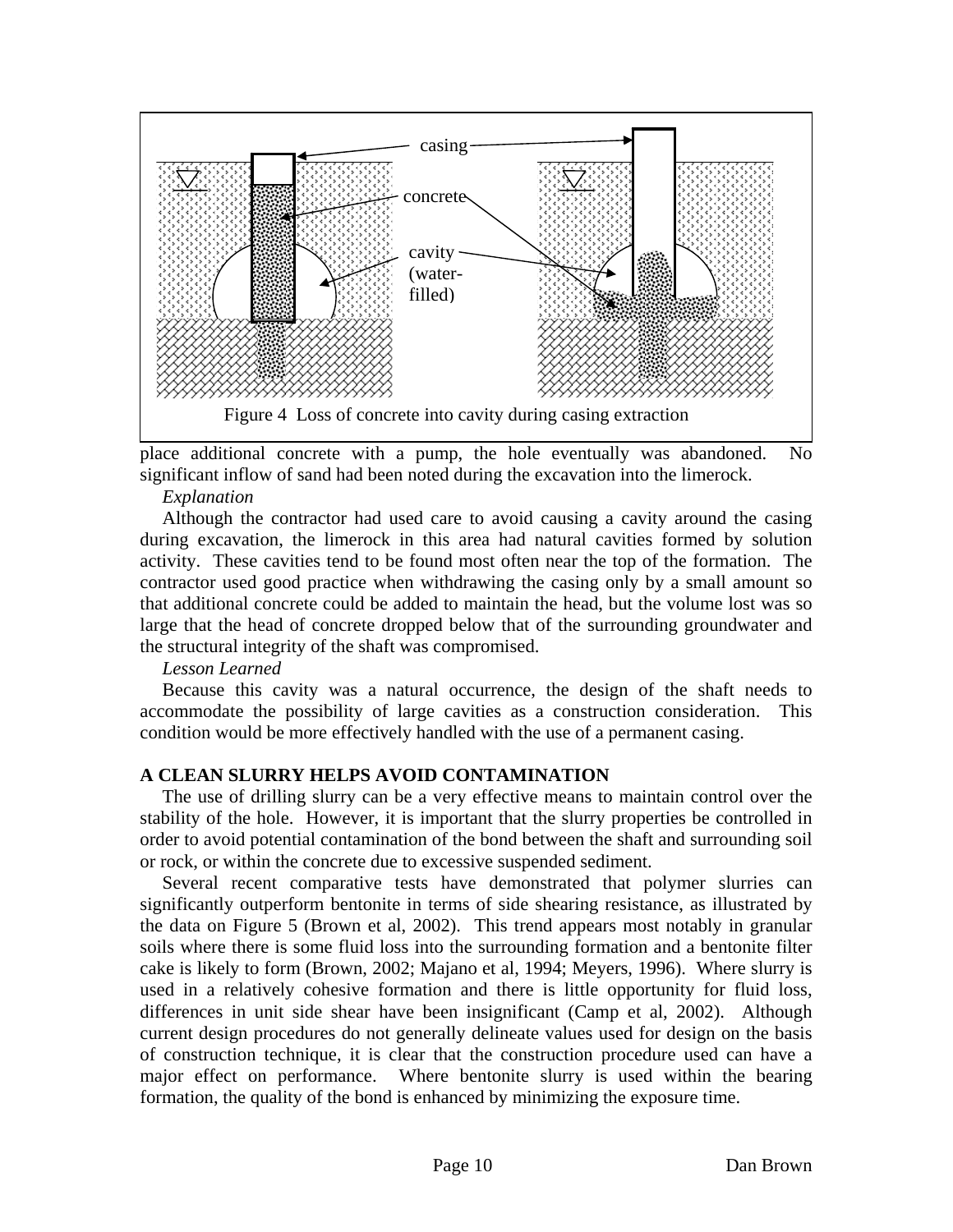casing

concrete

cavity (water-filled)

Figure 4 Loss of concrete into cavity during casing extraction

place additional concrete with a pump, the hole eventually was abandoned. No significant inflow of sand had been noted during the excavation into the limerock.

*Explanation*

Although the contractor had used care to avoid causing a cavity around the casing during excavation, the limerock in this area had natural cavities formed by solution activity. These cavities tend to be found most often near the top of the formation. The contractor used good practice when withdrawing the casing only by a small amount so that additional concrete could be added to maintain the head, but the volume lost was so large that the head of concrete dropped below that of the surrounding groundwater and the structural integrity of the shaft was compromised.

*Lesson Learned*

Because this cavity was a natural occurrence, the design of the shaft needs to accommodate the possibility of large cavities as a construction consideration. This condition would be more effectively handled with the use of a permanent casing.

## A CLEAN SLURRY HELPS AVOID CONTAMINATION

The use of drilling slurry can be a very effective means to maintain control over the stability of the hole. However, it is important that the slurry properties be controlled in order to avoid potential contamination of the bond between the shaft and surrounding soil or rock, or within the concrete due to excessive suspended sediment.

Several recent comparative tests have demonstrated that polymer slurries can significantly outperform bentonite in terms of side shearing resistance, as illustrated by the data on Figure 5 (Brown et al, 2002). This trend appears most notably in granular soils where there is some fluid loss into the surrounding formation and a bentonite filter cake is likely to form (Brown, 2002; Majano et al, 1994; Meyers, 1996). Where slurry is used in a relatively cohesive formation and there is little opportunity for fluid loss, differences in unit side shear have been insignificant (Camp et al, 2002). Although current design procedures do not generally delineate values used for design on the basis of construction technique, it is clear that the construction procedure used can have a major effect on performance. Where bentonite slurry is used within the bearing formation, the quality of the bond is enhanced by minimizing the exposure time.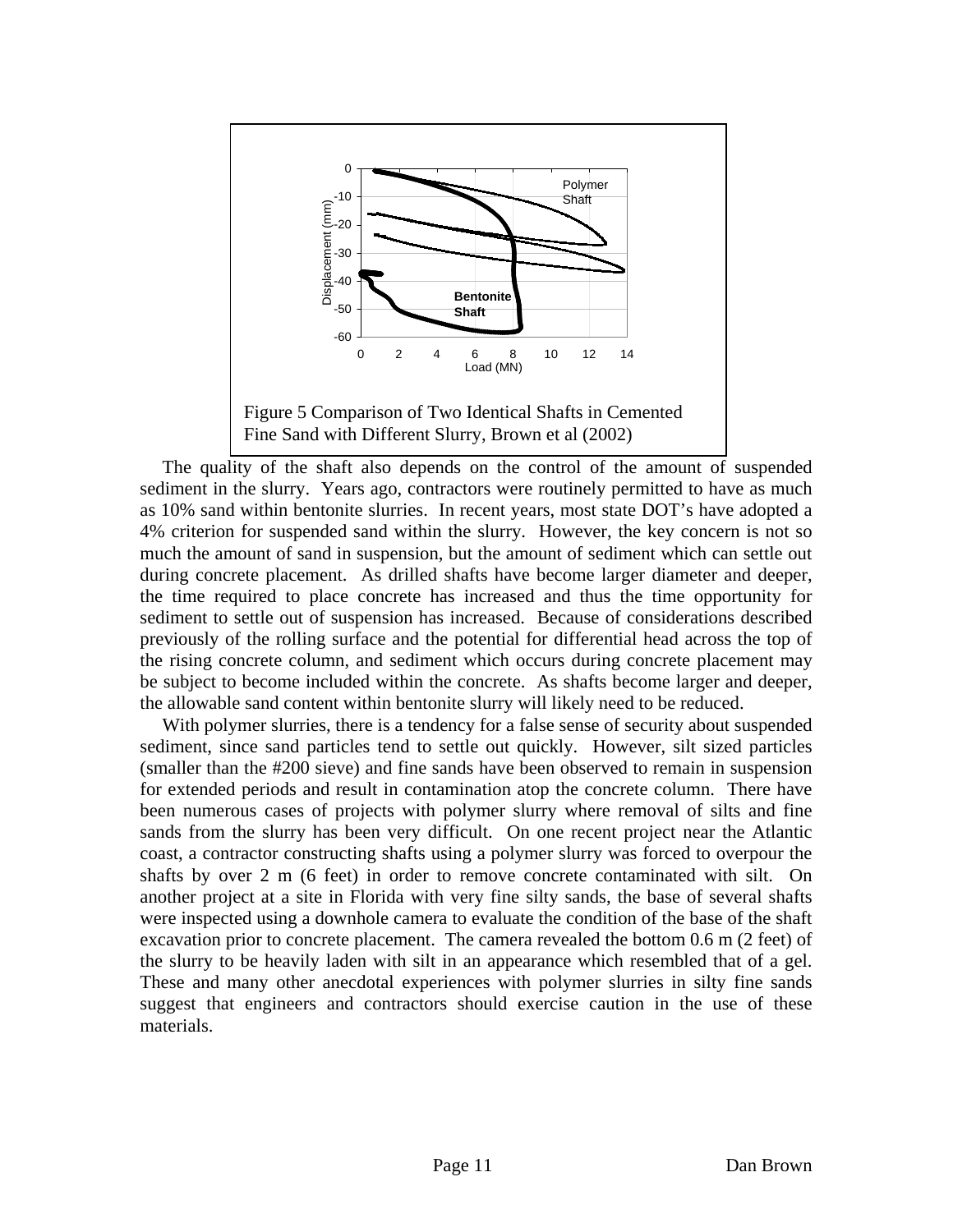Figure 5 Comparison of Two Identical Shafts in Cemented Fine Sand with Different Slurry, Brown et al (2002)

The quality of the shaft also depends on the control of the amount of suspended sediment in the slurry. Years ago, contractors were routinely permitted to have as much as 10% sand within bentonite slurries. In recent years, most state DOT's have adopted a 4% criterion for suspended sand within the slurry. However, the key concern is not so much the amount of sand in suspension, but the amount of sediment which can settle out during concrete placement. As drilled shafts have become larger diameter and deeper, the time required to place concrete has increased and thus the time opportunity for sediment to settle out of suspension has increased. Because of considerations described previously of the rolling surface and the potential for differential head across the top of the rising concrete column, and sediment which occurs during concrete placement may be subject to become included within the concrete. As shafts become larger and deeper, the allowable sand content within bentonite slurry will likely need to be reduced.

With polymer slurries, there is a tendency for a false sense of security about suspended sediment, since sand particles tend to settle out quickly. However, silt sized particles (smaller than the #200 sieve) and fine sands have been observed to remain in suspension for extended periods and result in contamination atop the concrete column. There have been numerous cases of projects with polymer slurry where removal of silts and fine sands from the slurry has been very difficult. On one recent project near the Atlantic coast, a contractor constructing shafts using a polymer slurry was forced to overpour the shafts by over 2 m (6 feet) in order to remove concrete contaminated with silt. On another project at a site in Florida with very fine silty sands, the base of several shafts were inspected using a downhole camera to evaluate the condition of the base of the shaft excavation prior to concrete placement. The camera revealed the bottom 0.6 m (2 feet) of the slurry to be heavily laden with silt in an appearance which resembled that of a gel. These and many other anecdotal experiences with polymer slurries in silty fine sands suggest that engineers and contractors should exercise caution in the use of these materials.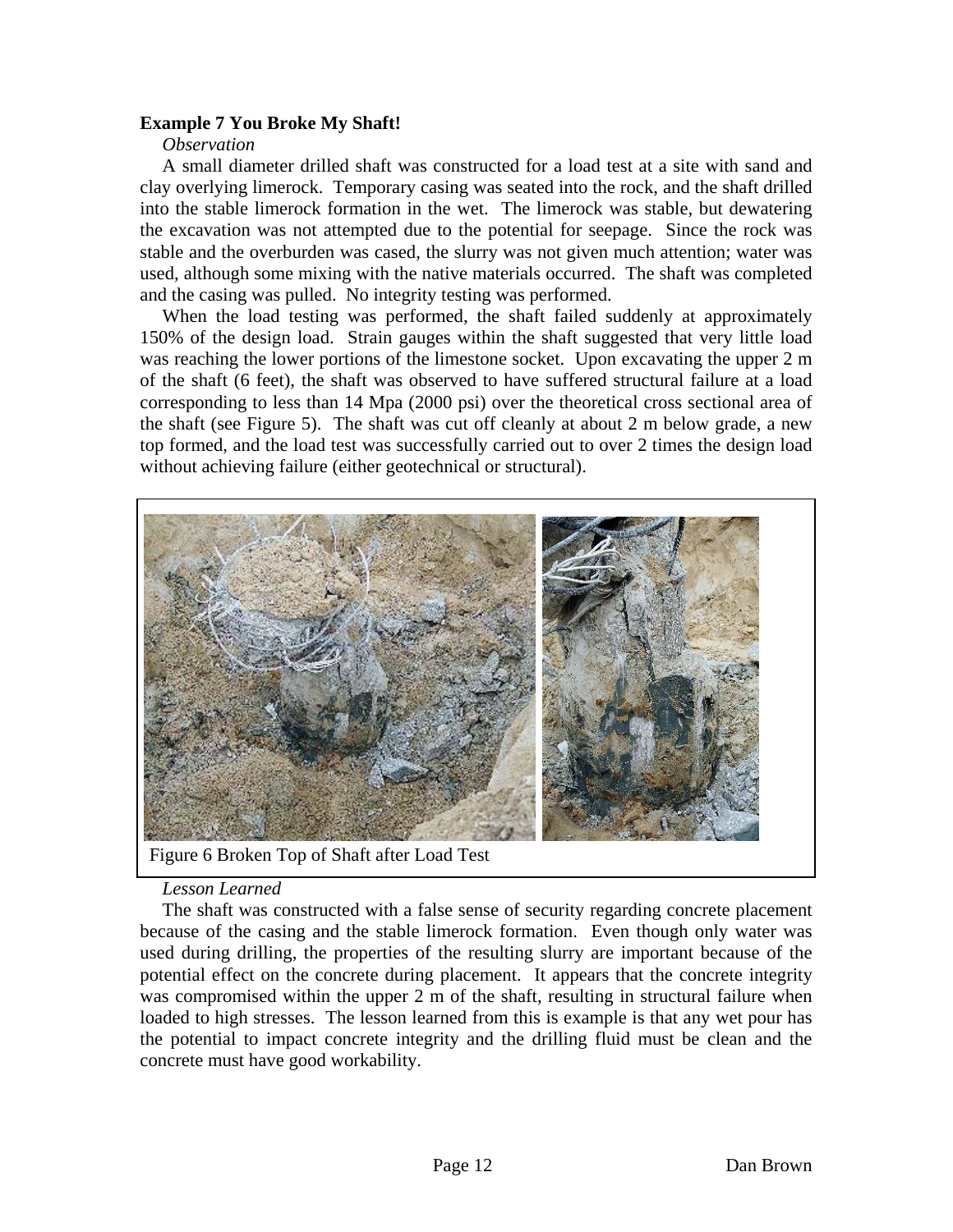**Example 7 You Broke My Shaft!**

*Observation*

A small diameter drilled shaft was constructed for a load test at a site with sand and clay overlying limerock. Temporary casing was seated into the rock, and the shaft drilled into the stable limerock formation in the wet. The limerock was stable, but dewatering the excavation was not attempted due to the potential for seepage. Since the rock was stable and the overburden was cased, the slurry was not given much attention; water was used, although some mixing with the native materials occurred. The shaft was completed and the casing was pulled. No integrity testing was performed.

When the load testing was performed, the shaft failed suddenly at approximately 150% of the design load. Strain gauges within the shaft suggested that very little load was reaching the lower portions of the limestone socket. Upon excavating the upper 2 m of the shaft (6 feet), the shaft was observed to have suffered structural failure at a load corresponding to less than 14 Mpa (2000 psi) over the theoretical cross sectional area of the shaft (see Figure 5). The shaft was cut off cleanly at about 2 m below grade, a new top formed, and the load test was successfully carried out to over 2 times the design load without achieving failure (either geotechnical or structural).

Figure 6 Broken Top of Shaft after Load Test

*Lesson Learned*

The shaft was constructed with a false sense of security regarding concrete placement because of the casing and the stable limerock formation. Even though only water was used during drilling, the properties of the resulting slurry are important because of the potential effect on the concrete during placement. It appears that the concrete integrity was compromised within the upper 2 m of the shaft, resulting in structural failure when loaded to high stresses. The lesson learned from this is example is that any wet pour has the potential to impact concrete integrity and the drilling fluid must be clean and the concrete must have good workability.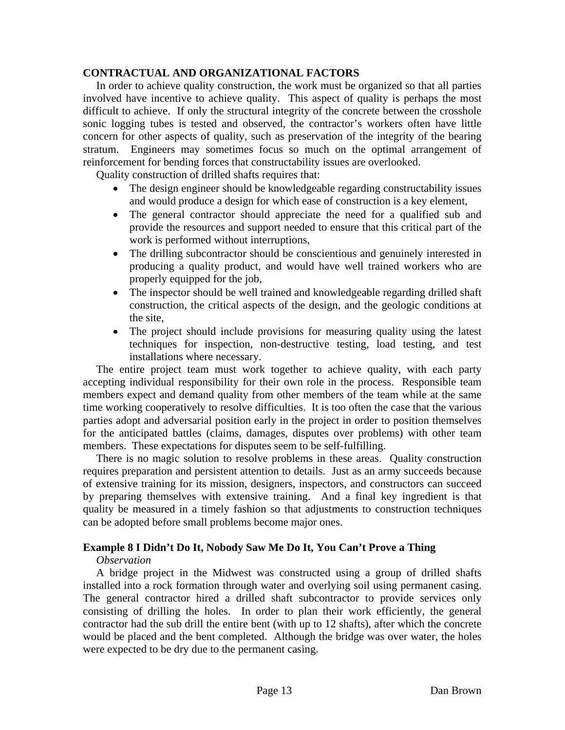## CONTRACTUAL AND ORGANIZATIONAL FACTORS

In order to achieve quality construction, the work must be organized so that all parties involved have incentive to achieve quality. This aspect of quality is perhaps the most difficult to achieve. If only the structural integrity of the concrete between the crosshole sonic logging tubes is tested and observed, the contractor's workers often have little concern for other aspects of quality, such as preservation of the integrity of the bearing stratum. Engineers may sometimes focus so much on the optimal arrangement of reinforcement for bending forces that constructability issues are overlooked.

Quality construction of drilled shafts requires that:

- The design engineer should be knowledgeable regarding constructability issues and would produce a design for which ease of construction is a key element,
- The general contractor should appreciate the need for a qualified sub and provide the resources and support needed to ensure that this critical part of the work is performed without interruptions,
- The drilling subcontractor should be conscientious and genuinely interested in producing a quality product, and would have well trained workers who are properly equipped for the job,
- The inspector should be well trained and knowledgeable regarding drilled shaft construction, the critical aspects of the design, and the geologic conditions at the site,
- The project should include provisions for measuring quality using the latest techniques for inspection, non-destructive testing, load testing, and test installations where necessary.

The entire project team must work together to achieve quality, with each party accepting individual responsibility for their own role in the process. Responsible team members expect and demand quality from other members of the team while at the same time working cooperatively to resolve difficulties. It is too often the case that the various parties adopt and adversarial position early in the project in order to position themselves for the anticipated battles (claims, damages, disputes over problems) with other team members. These expectations for disputes seem to be self-fulfilling.

There is no magic solution to resolve problems in these areas. Quality construction requires preparation and persistent attention to details. Just as an army succeeds because of extensive training for its mission, designers, inspectors, and constructors can succeed by preparing themselves with extensive training. And a final key ingredient is that quality be measured in a timely fashion so that adjustments to construction techniques can be adopted before small problems become major ones.

### Example 8 I Didn't Do It, Nobody Saw Me Do It, You Can't Prove a Thing

*Observation*

A bridge project in the Midwest was constructed using a group of drilled shafts installed into a rock formation through water and overlying soil using permanent casing. The general contractor hired a drilled shaft subcontractor to provide services only consisting of drilling the holes. In order to plan their work efficiently, the general contractor had the sub drill the entire bent (with up to 12 shafts), after which the concrete would be placed and the bent completed. Although the bridge was over water, the holes were expected to be dry due to the permanent casing.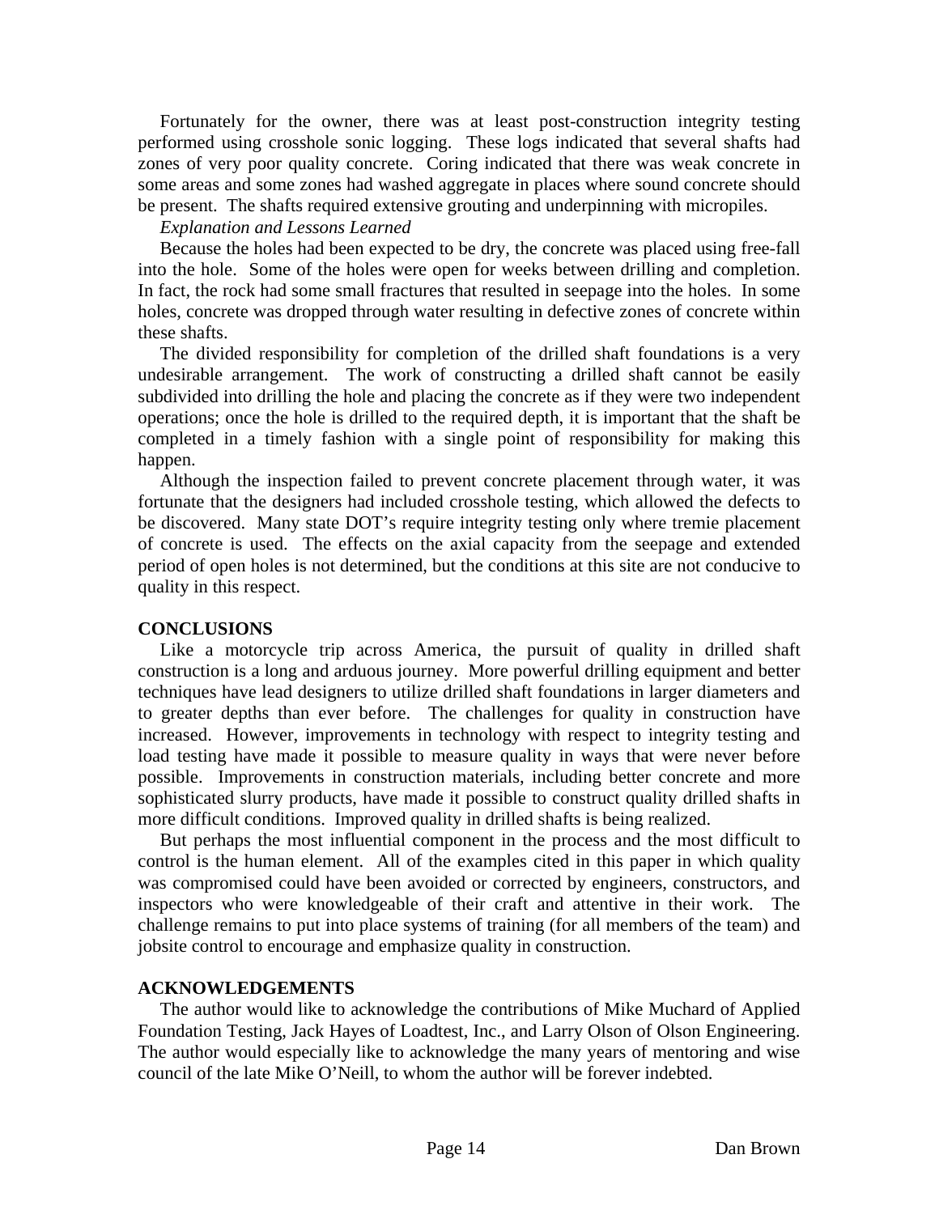Fortunately for the owner, there was at least post-construction integrity testing performed using crosshole sonic logging. These logs indicated that several shafts had zones of very poor quality concrete. Coring indicated that there was weak concrete in some areas and some zones had washed aggregate in places where sound concrete should be present. The shafts required extensive grouting and underpinning with micropiles.

*Explanation and Lessons Learned*

Because the holes had been expected to be dry, the concrete was placed using free-fall into the hole. Some of the holes were open for weeks between drilling and completion. In fact, the rock had some small fractures that resulted in seepage into the holes. In some holes, concrete was dropped through water resulting in defective zones of concrete within these shafts.

The divided responsibility for completion of the drilled shaft foundations is a very undesirable arrangement. The work of constructing a drilled shaft cannot be easily subdivided into drilling the hole and placing the concrete as if they were two independent operations; once the hole is drilled to the required depth, it is important that the shaft be completed in a timely fashion with a single point of responsibility for making this happen.

Although the inspection failed to prevent concrete placement through water, it was fortunate that the designers had included crosshole testing, which allowed the defects to be discovered. Many state DOT's require integrity testing only where tremie placement of concrete is used. The effects on the axial capacity from the seepage and extended period of open holes is not determined, but the conditions at this site are not conducive to quality in this respect.

## CONCLUSIONS

Like a motorcycle trip across America, the pursuit of quality in drilled shaft construction is a long and arduous journey. More powerful drilling equipment and better techniques have lead designers to utilize drilled shaft foundations in larger diameters and to greater depths than ever before. The challenges for quality in construction have increased. However, improvements in technology with respect to integrity testing and load testing have made it possible to measure quality in ways that were never before possible. Improvements in construction materials, including better concrete and more sophisticated slurry products, have made it possible to construct quality drilled shafts in more difficult conditions. Improved quality in drilled shafts is being realized.

But perhaps the most influential component in the process and the most difficult to control is the human element. All of the examples cited in this paper in which quality was compromised could have been avoided or corrected by engineers, constructors, and inspectors who were knowledgeable of their craft and attentive in their work. The challenge remains to put into place systems of training (for all members of the team) and jobsite control to encourage and emphasize quality in construction.

## ACKNOWLEDGEMENTS

The author would like to acknowledge the contributions of Mike Muchard of Applied Foundation Testing, Jack Hayes of Loadtest, Inc., and Larry Olson of Olson Engineering. The author would especially like to acknowledge the many years of mentoring and wise council of the late Mike O'Neill, to whom the author will be forever indebted.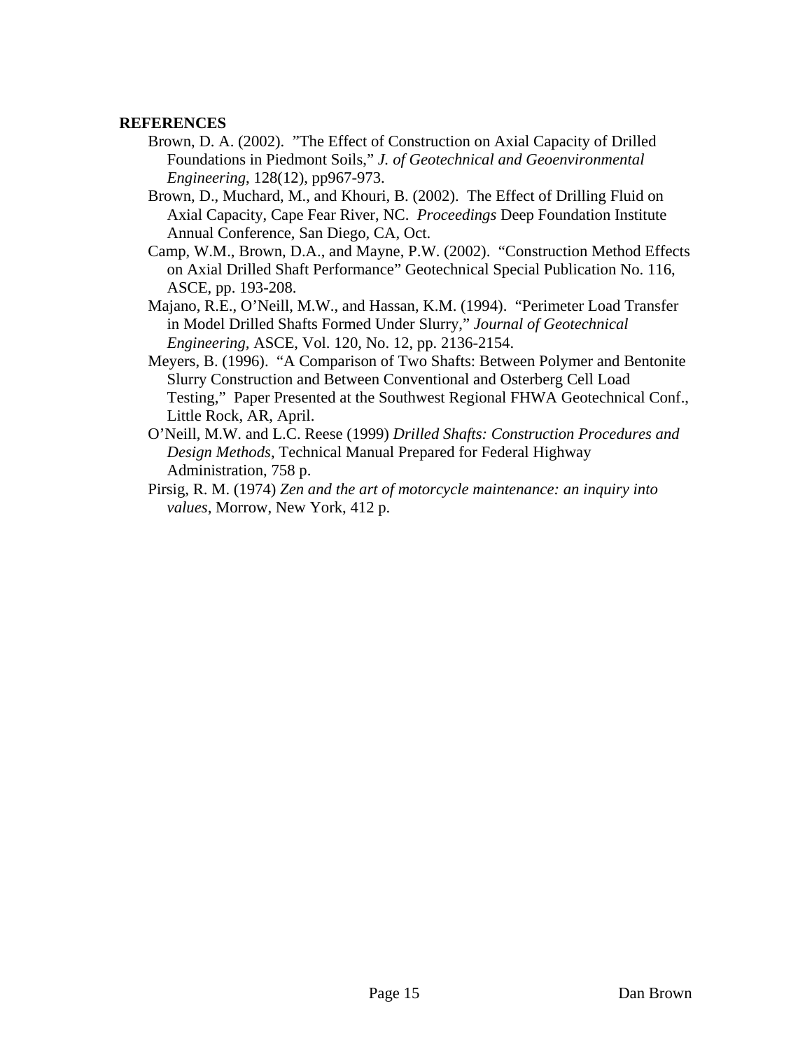**REFERENCES**

Brown, D. A. (2002). "The Effect of Construction on Axial Capacity of Drilled Foundations in Piedmont Soils," *J. of Geotechnical and Geoenvironmental Engineering*, 128(12), pp967-973.

Brown, D., Muchard, M., and Khouri, B. (2002). The Effect of Drilling Fluid on Axial Capacity, Cape Fear River, NC. *Proceedings* Deep Foundation Institute Annual Conference, San Diego, CA, Oct.

Camp, W.M., Brown, D.A., and Mayne, P.W. (2002). "Construction Method Effects on Axial Drilled Shaft Performance" Geotechnical Special Publication No. 116, ASCE, pp. 193-208.

Majano, R.E., O'Neill, M.W., and Hassan, K.M. (1994). "Perimeter Load Transfer in Model Drilled Shafts Formed Under Slurry," *Journal of Geotechnical Engineering*, ASCE, Vol. 120, No. 12, pp. 2136-2154.

Meyers, B. (1996). "A Comparison of Two Shafts: Between Polymer and Bentonite Slurry Construction and Between Conventional and Osterberg Cell Load Testing," Paper Presented at the Southwest Regional FHWA Geotechnical Conf., Little Rock, AR, April.

O'Neill, M.W. and L.C. Reese (1999) *Drilled Shafts: Construction Procedures and Design Methods*, Technical Manual Prepared for Federal Highway Administration, 758 p.

Pirsig, R. M. (1974) *Zen and the art of motorcycle maintenance: an inquiry into values*, Morrow, New York, 412 p.